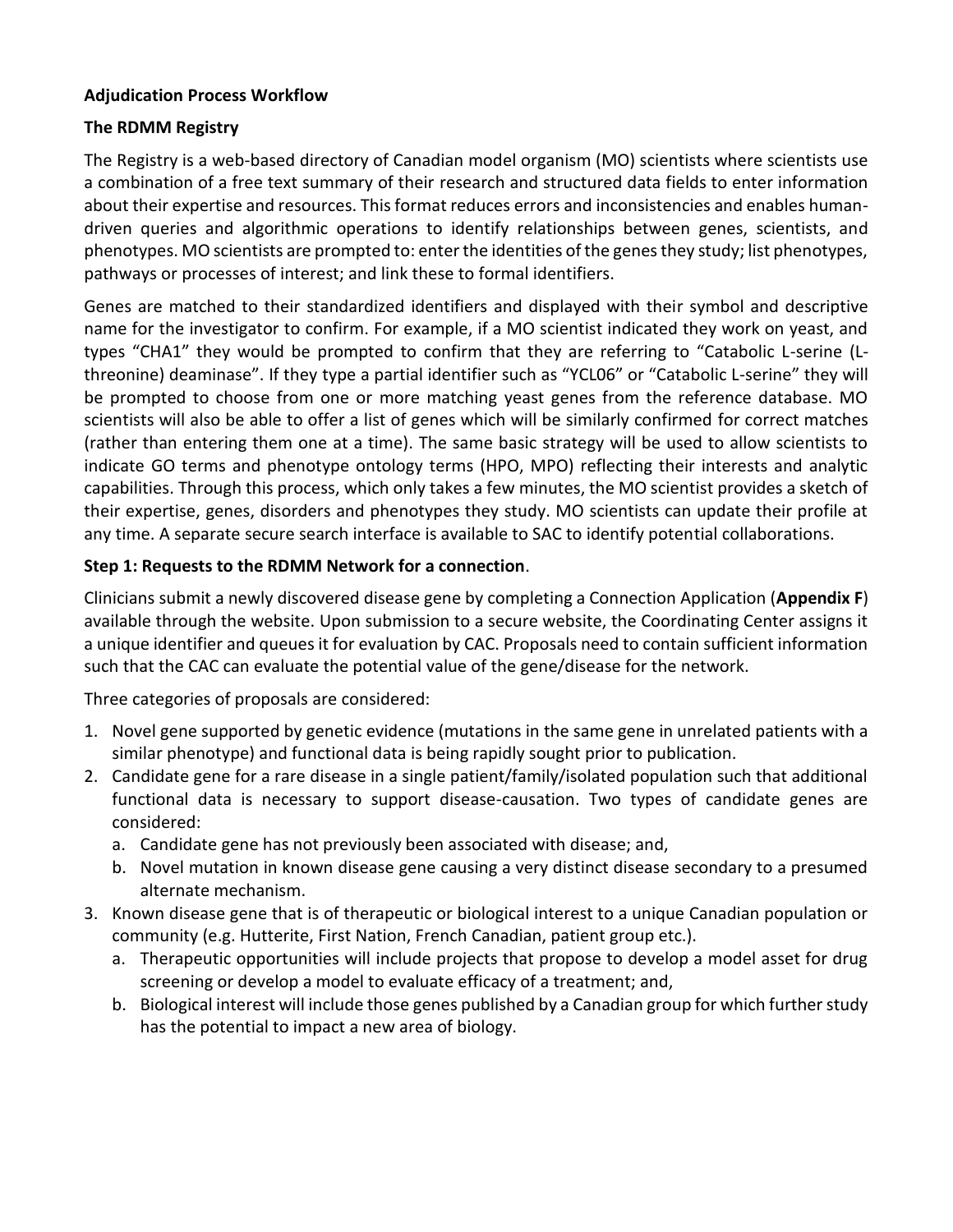**Adjudication Process Workflow**

**The RDMM Registry**

The Registry is a web-based directory of Canadian model organism (MO) scientists where scientists use a combination of a free text summary of their research and structured data fields to enter information about their expertise and resources. This format reduces errors and inconsistencies and enables human-driven queries and algorithmic operations to identify relationships between genes, scientists, and phenotypes. MO scientists are prompted to: enter the identities of the genes they study; list phenotypes, pathways or processes of interest; and link these to formal identifiers.

Genes are matched to their standardized identifiers and displayed with their symbol and descriptive name for the investigator to confirm. For example, if a MO scientist indicated they work on yeast, and types "CHA1" they would be prompted to confirm that they are referring to "Catabolic L-serine (L-threonine) deaminase". If they type a partial identifier such as "YCL06" or "Catabolic L-serine" they will be prompted to choose from one or more matching yeast genes from the reference database. MO scientists will also be able to offer a list of genes which will be similarly confirmed for correct matches (rather than entering them one at a time). The same basic strategy will be used to allow scientists to indicate GO terms and phenotype ontology terms (HPO, MPO) reflecting their interests and analytic capabilities. Through this process, which only takes a few minutes, the MO scientist provides a sketch of their expertise, genes, disorders and phenotypes they study. MO scientists can update their profile at any time. A separate secure search interface is available to SAC to identify potential collaborations.

**Step 1: Requests to the RDMM Network for a connection**.

Clinicians submit a newly discovered disease gene by completing a Connection Application (**Appendix F**) available through the website. Upon submission to a secure website, the Coordinating Center assigns it a unique identifier and queues it for evaluation by CAC. Proposals need to contain sufficient information such that the CAC can evaluate the potential value of the gene/disease for the network.

Three categories of proposals are considered:

1. Novel gene supported by genetic evidence (mutations in the same gene in unrelated patients with a similar phenotype) and functional data is being rapidly sought prior to publication.
2. Candidate gene for a rare disease in a single patient/family/isolated population such that additional functional data is necessary to support disease-causation. Two types of candidate genes are considered:
   a. Candidate gene has not previously been associated with disease; and,
   b. Novel mutation in known disease gene causing a very distinct disease secondary to a presumed alternate mechanism.
3. Known disease gene that is of therapeutic or biological interest to a unique Canadian population or community (e.g. Hutterite, First Nation, French Canadian, patient group etc.).
   a. Therapeutic opportunities will include projects that propose to develop a model asset for drug screening or develop a model to evaluate efficacy of a treatment; and,
   b. Biological interest will include those genes published by a Canadian group for which further study has the potential to impact a new area of biology.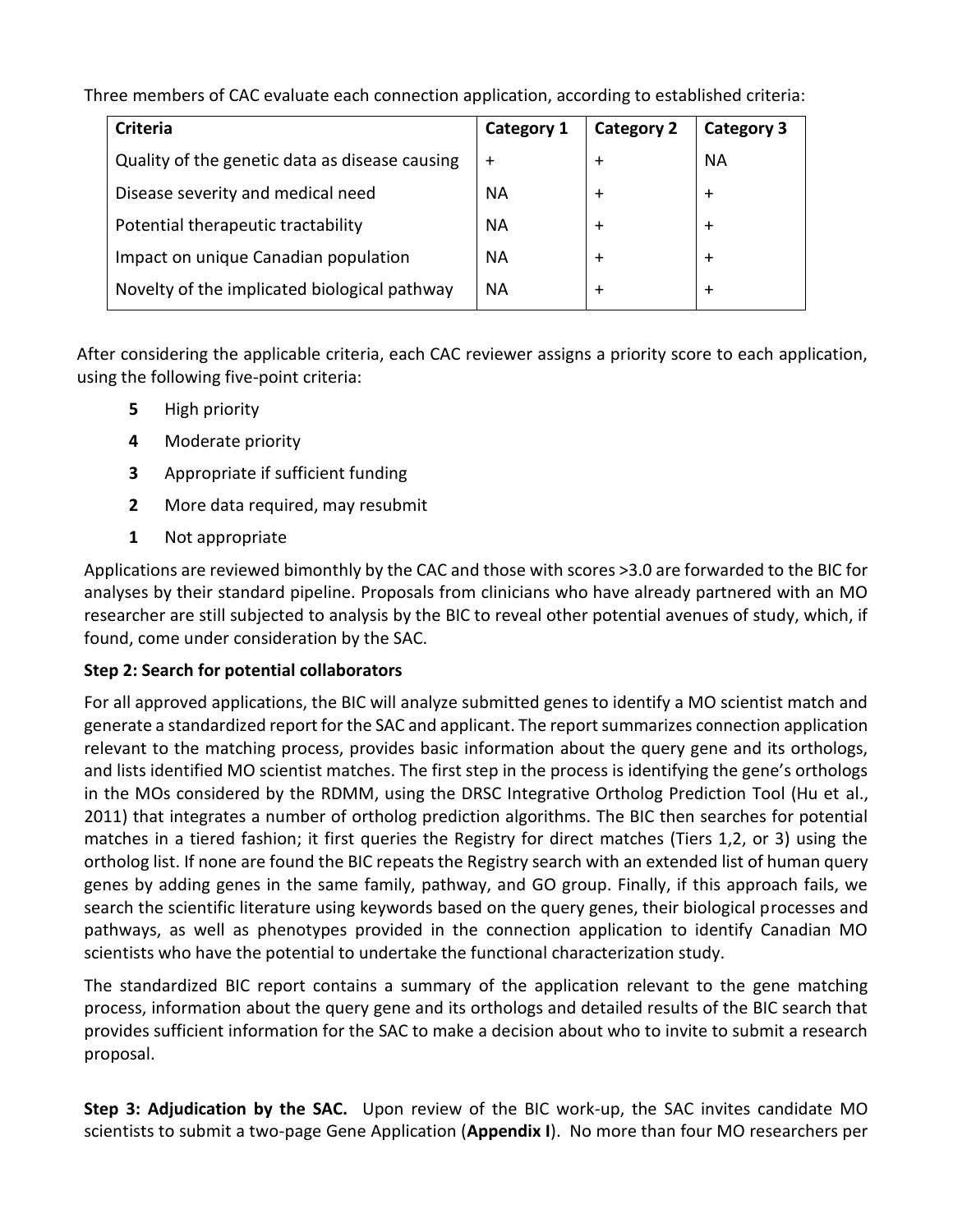Three members of CAC evaluate each connection application, according to established criteria:

| Criteria | Category 1 | Category 2 | Category 3 |
|---|---|---|---|
| Quality of the genetic data as disease causing | + | + | NA |
| Disease severity and medical need | NA | + | + |
| Potential therapeutic tractability | NA | + | + |
| Impact on unique Canadian population | NA | + | + |
| Novelty of the implicated biological pathway | NA | + | + |

After considering the applicable criteria, each CAC reviewer assigns a priority score to each application, using the following five-point criteria:

- **5** High priority
- **4** Moderate priority
- **3** Appropriate if sufficient funding
- **2** More data required, may resubmit
- **1** Not appropriate

Applications are reviewed bimonthly by the CAC and those with scores >3.0 are forwarded to the BIC for analyses by their standard pipeline. Proposals from clinicians who have already partnered with an MO researcher are still subjected to analysis by the BIC to reveal other potential avenues of study, which, if found, come under consideration by the SAC.

**Step 2: Search for potential collaborators**

For all approved applications, the BIC will analyze submitted genes to identify a MO scientist match and generate a standardized report for the SAC and applicant. The report summarizes connection application relevant to the matching process, provides basic information about the query gene and its orthologs, and lists identified MO scientist matches. The first step in the process is identifying the gene's orthologs in the MOs considered by the RDMM, using the DRSC Integrative Ortholog Prediction Tool (Hu et al., 2011) that integrates a number of ortholog prediction algorithms. The BIC then searches for potential matches in a tiered fashion; it first queries the Registry for direct matches (Tiers 1,2, or 3) using the ortholog list. If none are found the BIC repeats the Registry search with an extended list of human query genes by adding genes in the same family, pathway, and GO group. Finally, if this approach fails, we search the scientific literature using keywords based on the query genes, their biological processes and pathways, as well as phenotypes provided in the connection application to identify Canadian MO scientists who have the potential to undertake the functional characterization study.

The standardized BIC report contains a summary of the application relevant to the gene matching process, information about the query gene and its orthologs and detailed results of the BIC search that provides sufficient information for the SAC to make a decision about who to invite to submit a research proposal.

**Step 3: Adjudication by the SAC.** Upon review of the BIC work-up, the SAC invites candidate MO scientists to submit a two-page Gene Application (**Appendix I**). No more than four MO researchers per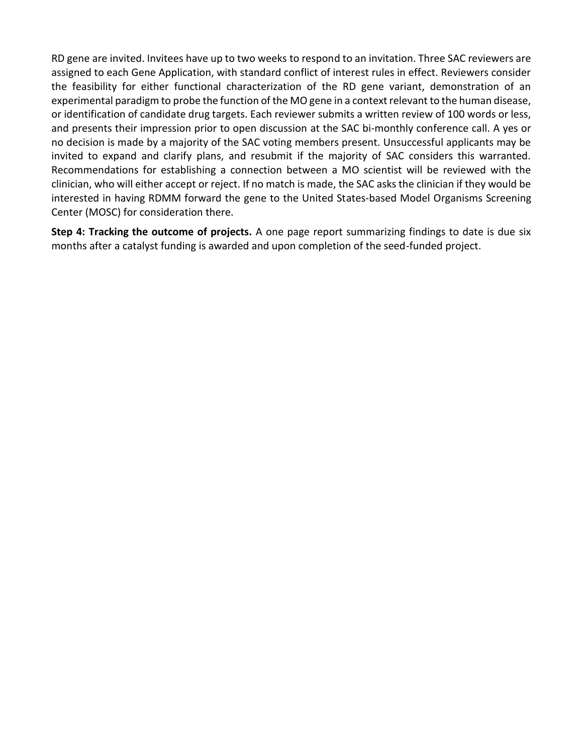RD gene are invited. Invitees have up to two weeks to respond to an invitation. Three SAC reviewers are assigned to each Gene Application, with standard conflict of interest rules in effect. Reviewers consider the feasibility for either functional characterization of the RD gene variant, demonstration of an experimental paradigm to probe the function of the MO gene in a context relevant to the human disease, or identification of candidate drug targets. Each reviewer submits a written review of 100 words or less, and presents their impression prior to open discussion at the SAC bi-monthly conference call. A yes or no decision is made by a majority of the SAC voting members present. Unsuccessful applicants may be invited to expand and clarify plans, and resubmit if the majority of SAC considers this warranted. Recommendations for establishing a connection between a MO scientist will be reviewed with the clinician, who will either accept or reject. If no match is made, the SAC asks the clinician if they would be interested in having RDMM forward the gene to the United States-based Model Organisms Screening Center (MOSC) for consideration there.

**Step 4: Tracking the outcome of projects.** A one page report summarizing findings to date is due six months after a catalyst funding is awarded and upon completion of the seed-funded project.